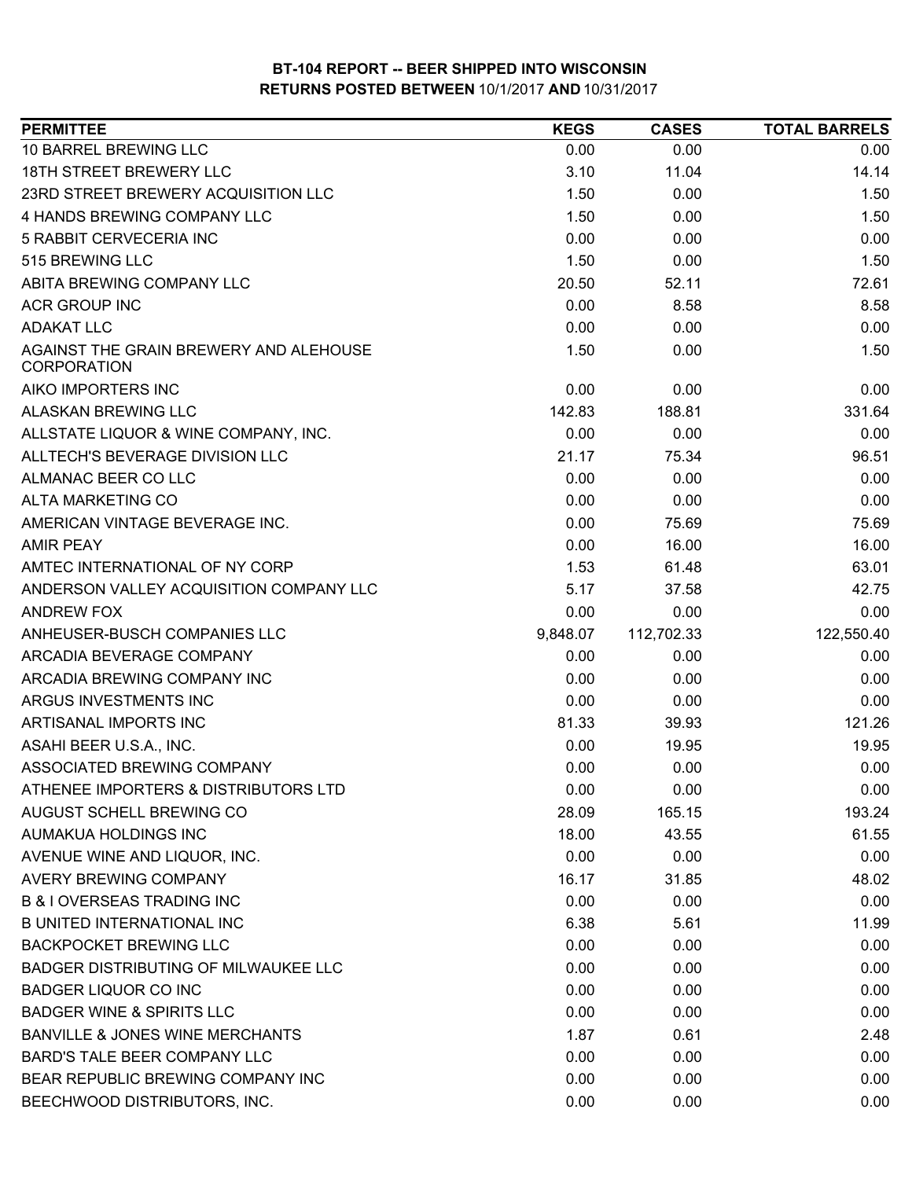# BT-104 REPORT -- BEER SHIPPED INTO WISCONSIN

## RETURNS POSTED BETWEEN 10/1/2017 AND 10/31/2017

| PERMITTEE | KEGS | CASES | TOTAL BARRELS |
|---|---|---|---|
| 10 BARREL BREWING LLC | 0.00 | 0.00 | 0.00 |
| 18TH STREET BREWERY LLC | 3.10 | 11.04 | 14.14 |
| 23RD STREET BREWERY ACQUISITION LLC | 1.50 | 0.00 | 1.50 |
| 4 HANDS BREWING COMPANY LLC | 1.50 | 0.00 | 1.50 |
| 5 RABBIT CERVECERIA INC | 0.00 | 0.00 | 0.00 |
| 515 BREWING LLC | 1.50 | 0.00 | 1.50 |
| ABITA BREWING COMPANY LLC | 20.50 | 52.11 | 72.61 |
| ACR GROUP INC | 0.00 | 8.58 | 8.58 |
| ADAKAT LLC | 0.00 | 0.00 | 0.00 |
| AGAINST THE GRAIN BREWERY AND ALEHOUSE CORPORATION | 1.50 | 0.00 | 1.50 |
| AIKO IMPORTERS INC | 0.00 | 0.00 | 0.00 |
| ALASKAN BREWING LLC | 142.83 | 188.81 | 331.64 |
| ALLSTATE LIQUOR & WINE COMPANY, INC. | 0.00 | 0.00 | 0.00 |
| ALLTECH'S BEVERAGE DIVISION LLC | 21.17 | 75.34 | 96.51 |
| ALMANAC BEER CO LLC | 0.00 | 0.00 | 0.00 |
| ALTA MARKETING CO | 0.00 | 0.00 | 0.00 |
| AMERICAN VINTAGE BEVERAGE INC. | 0.00 | 75.69 | 75.69 |
| AMIR PEAY | 0.00 | 16.00 | 16.00 |
| AMTEC INTERNATIONAL OF NY CORP | 1.53 | 61.48 | 63.01 |
| ANDERSON VALLEY ACQUISITION COMPANY LLC | 5.17 | 37.58 | 42.75 |
| ANDREW FOX | 0.00 | 0.00 | 0.00 |
| ANHEUSER-BUSCH COMPANIES LLC | 9,848.07 | 112,702.33 | 122,550.40 |
| ARCADIA BEVERAGE COMPANY | 0.00 | 0.00 | 0.00 |
| ARCADIA BREWING COMPANY INC | 0.00 | 0.00 | 0.00 |
| ARGUS INVESTMENTS INC | 0.00 | 0.00 | 0.00 |
| ARTISANAL IMPORTS INC | 81.33 | 39.93 | 121.26 |
| ASAHI BEER U.S.A., INC. | 0.00 | 19.95 | 19.95 |
| ASSOCIATED BREWING COMPANY | 0.00 | 0.00 | 0.00 |
| ATHENEE IMPORTERS & DISTRIBUTORS LTD | 0.00 | 0.00 | 0.00 |
| AUGUST SCHELL BREWING CO | 28.09 | 165.15 | 193.24 |
| AUMAKUA HOLDINGS INC | 18.00 | 43.55 | 61.55 |
| AVENUE WINE AND LIQUOR, INC. | 0.00 | 0.00 | 0.00 |
| AVERY BREWING COMPANY | 16.17 | 31.85 | 48.02 |
| B & I OVERSEAS TRADING INC | 0.00 | 0.00 | 0.00 |
| B UNITED INTERNATIONAL INC | 6.38 | 5.61 | 11.99 |
| BACKPOCKET BREWING LLC | 0.00 | 0.00 | 0.00 |
| BADGER DISTRIBUTING OF MILWAUKEE LLC | 0.00 | 0.00 | 0.00 |
| BADGER LIQUOR CO INC | 0.00 | 0.00 | 0.00 |
| BADGER WINE & SPIRITS LLC | 0.00 | 0.00 | 0.00 |
| BANVILLE & JONES WINE MERCHANTS | 1.87 | 0.61 | 2.48 |
| BARD'S TALE BEER COMPANY LLC | 0.00 | 0.00 | 0.00 |
| BEAR REPUBLIC BREWING COMPANY INC | 0.00 | 0.00 | 0.00 |
| BEECHWOOD DISTRIBUTORS, INC. | 0.00 | 0.00 | 0.00 |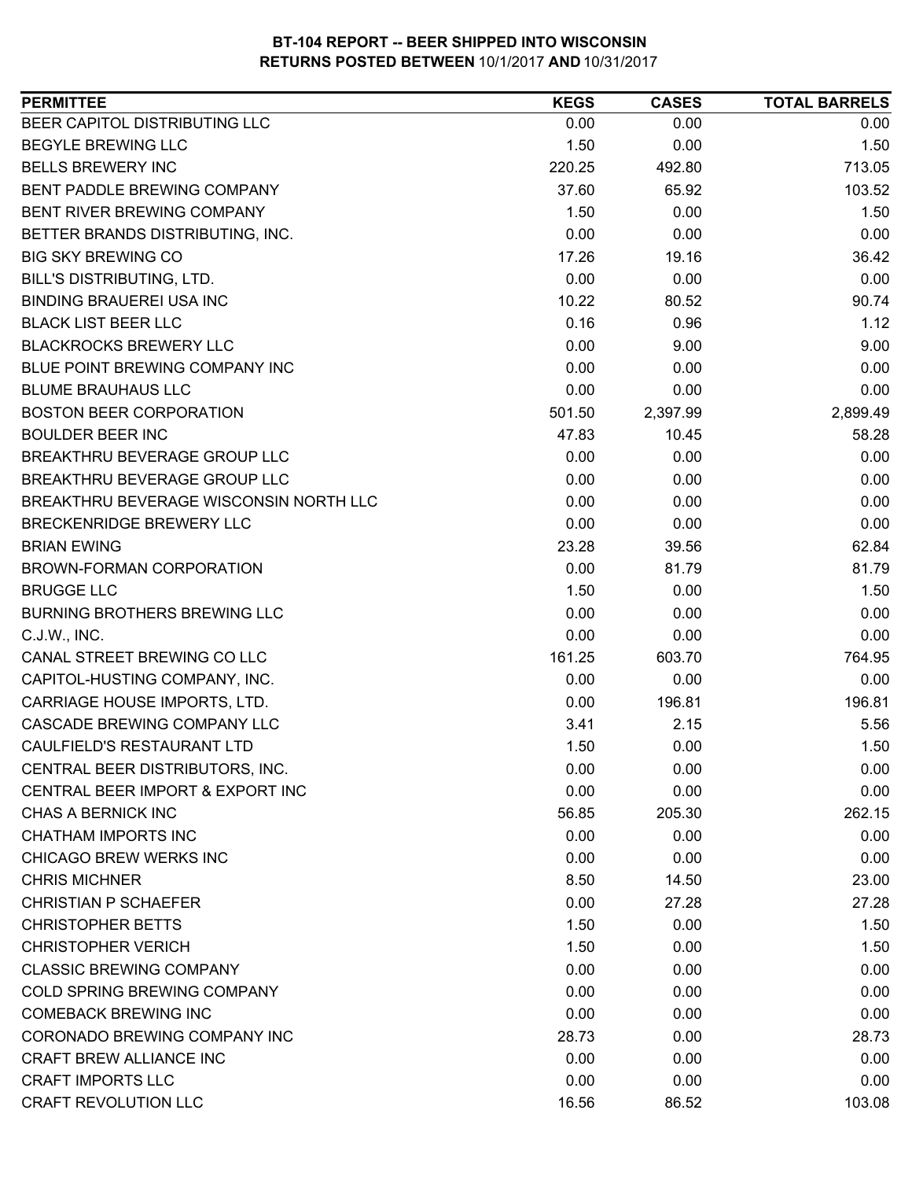**BT-104 REPORT -- BEER SHIPPED INTO WISCONSIN**
**RETURNS POSTED BETWEEN 10/1/2017 AND 10/31/2017**

| PERMITTEE | KEGS | CASES | TOTAL BARRELS |
|---|---|---|---|
| BEER CAPITOL DISTRIBUTING LLC | 0.00 | 0.00 | 0.00 |
| BEGYLE BREWING LLC | 1.50 | 0.00 | 1.50 |
| BELLS BREWERY INC | 220.25 | 492.80 | 713.05 |
| BENT PADDLE BREWING COMPANY | 37.60 | 65.92 | 103.52 |
| BENT RIVER BREWING COMPANY | 1.50 | 0.00 | 1.50 |
| BETTER BRANDS DISTRIBUTING, INC. | 0.00 | 0.00 | 0.00 |
| BIG SKY BREWING CO | 17.26 | 19.16 | 36.42 |
| BILL'S DISTRIBUTING, LTD. | 0.00 | 0.00 | 0.00 |
| BINDING BRAUEREI USA INC | 10.22 | 80.52 | 90.74 |
| BLACK LIST BEER LLC | 0.16 | 0.96 | 1.12 |
| BLACKROCKS BREWERY LLC | 0.00 | 9.00 | 9.00 |
| BLUE POINT BREWING COMPANY INC | 0.00 | 0.00 | 0.00 |
| BLUME BRAUHAUS LLC | 0.00 | 0.00 | 0.00 |
| BOSTON BEER CORPORATION | 501.50 | 2,397.99 | 2,899.49 |
| BOULDER BEER INC | 47.83 | 10.45 | 58.28 |
| BREAKTHRU BEVERAGE GROUP LLC | 0.00 | 0.00 | 0.00 |
| BREAKTHRU BEVERAGE GROUP LLC | 0.00 | 0.00 | 0.00 |
| BREAKTHRU BEVERAGE WISCONSIN NORTH LLC | 0.00 | 0.00 | 0.00 |
| BRECKENRIDGE BREWERY LLC | 0.00 | 0.00 | 0.00 |
| BRIAN EWING | 23.28 | 39.56 | 62.84 |
| BROWN-FORMAN CORPORATION | 0.00 | 81.79 | 81.79 |
| BRUGGE LLC | 1.50 | 0.00 | 1.50 |
| BURNING BROTHERS BREWING LLC | 0.00 | 0.00 | 0.00 |
| C.J.W., INC. | 0.00 | 0.00 | 0.00 |
| CANAL STREET BREWING CO LLC | 161.25 | 603.70 | 764.95 |
| CAPITOL-HUSTING COMPANY, INC. | 0.00 | 0.00 | 0.00 |
| CARRIAGE HOUSE IMPORTS, LTD. | 0.00 | 196.81 | 196.81 |
| CASCADE BREWING COMPANY LLC | 3.41 | 2.15 | 5.56 |
| CAULFIELD'S RESTAURANT LTD | 1.50 | 0.00 | 1.50 |
| CENTRAL BEER DISTRIBUTORS, INC. | 0.00 | 0.00 | 0.00 |
| CENTRAL BEER IMPORT & EXPORT INC | 0.00 | 0.00 | 0.00 |
| CHAS A BERNICK INC | 56.85 | 205.30 | 262.15 |
| CHATHAM IMPORTS INC | 0.00 | 0.00 | 0.00 |
| CHICAGO BREW WERKS INC | 0.00 | 0.00 | 0.00 |
| CHRIS MICHNER | 8.50 | 14.50 | 23.00 |
| CHRISTIAN P SCHAEFER | 0.00 | 27.28 | 27.28 |
| CHRISTOPHER BETTS | 1.50 | 0.00 | 1.50 |
| CHRISTOPHER VERICH | 1.50 | 0.00 | 1.50 |
| CLASSIC BREWING COMPANY | 0.00 | 0.00 | 0.00 |
| COLD SPRING BREWING COMPANY | 0.00 | 0.00 | 0.00 |
| COMEBACK BREWING INC | 0.00 | 0.00 | 0.00 |
| CORONADO BREWING COMPANY INC | 28.73 | 0.00 | 28.73 |
| CRAFT BREW ALLIANCE INC | 0.00 | 0.00 | 0.00 |
| CRAFT IMPORTS LLC | 0.00 | 0.00 | 0.00 |
| CRAFT REVOLUTION LLC | 16.56 | 86.52 | 103.08 |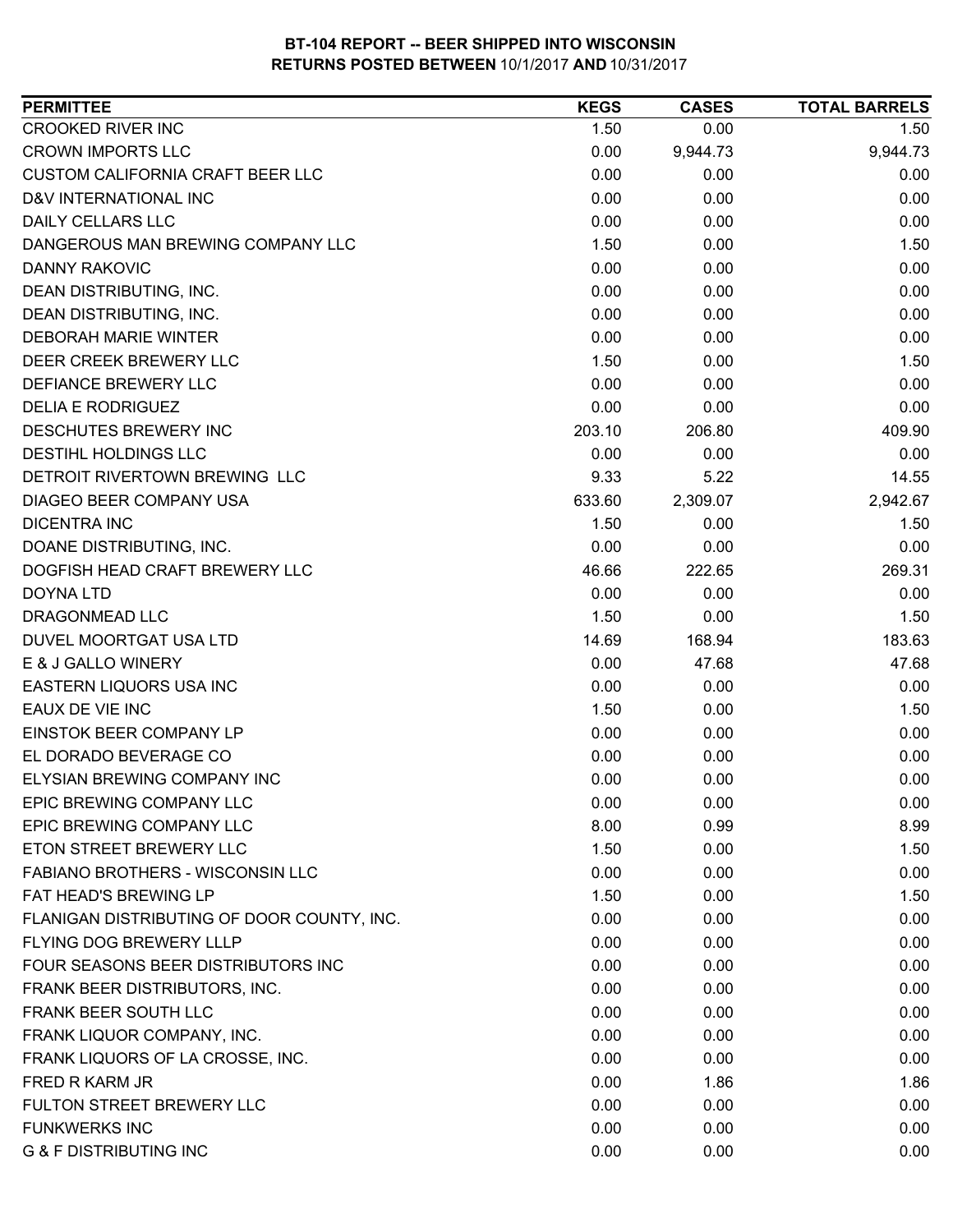**BT-104 REPORT -- BEER SHIPPED INTO WISCONSIN**
**RETURNS POSTED BETWEEN 10/1/2017 AND 10/31/2017**

| PERMITTEE | KEGS | CASES | TOTAL BARRELS |
|---|---|---|---|
| CROOKED RIVER INC | 1.50 | 0.00 | 1.50 |
| CROWN IMPORTS LLC | 0.00 | 9,944.73 | 9,944.73 |
| CUSTOM CALIFORNIA CRAFT BEER LLC | 0.00 | 0.00 | 0.00 |
| D&V INTERNATIONAL INC | 0.00 | 0.00 | 0.00 |
| DAILY CELLARS LLC | 0.00 | 0.00 | 0.00 |
| DANGEROUS MAN BREWING COMPANY LLC | 1.50 | 0.00 | 1.50 |
| DANNY RAKOVIC | 0.00 | 0.00 | 0.00 |
| DEAN DISTRIBUTING, INC. | 0.00 | 0.00 | 0.00 |
| DEAN DISTRIBUTING, INC. | 0.00 | 0.00 | 0.00 |
| DEBORAH MARIE WINTER | 0.00 | 0.00 | 0.00 |
| DEER CREEK BREWERY LLC | 1.50 | 0.00 | 1.50 |
| DEFIANCE BREWERY LLC | 0.00 | 0.00 | 0.00 |
| DELIA E RODRIGUEZ | 0.00 | 0.00 | 0.00 |
| DESCHUTES BREWERY INC | 203.10 | 206.80 | 409.90 |
| DESTIHL HOLDINGS LLC | 0.00 | 0.00 | 0.00 |
| DETROIT RIVERTOWN BREWING LLC | 9.33 | 5.22 | 14.55 |
| DIAGEO BEER COMPANY USA | 633.60 | 2,309.07 | 2,942.67 |
| DICENTRA INC | 1.50 | 0.00 | 1.50 |
| DOANE DISTRIBUTING, INC. | 0.00 | 0.00 | 0.00 |
| DOGFISH HEAD CRAFT BREWERY LLC | 46.66 | 222.65 | 269.31 |
| DOYNA LTD | 0.00 | 0.00 | 0.00 |
| DRAGONMEAD LLC | 1.50 | 0.00 | 1.50 |
| DUVEL MOORTGAT USA LTD | 14.69 | 168.94 | 183.63 |
| E & J GALLO WINERY | 0.00 | 47.68 | 47.68 |
| EASTERN LIQUORS USA INC | 0.00 | 0.00 | 0.00 |
| EAUX DE VIE INC | 1.50 | 0.00 | 1.50 |
| EINSTOK BEER COMPANY LP | 0.00 | 0.00 | 0.00 |
| EL DORADO BEVERAGE CO | 0.00 | 0.00 | 0.00 |
| ELYSIAN BREWING COMPANY INC | 0.00 | 0.00 | 0.00 |
| EPIC BREWING COMPANY LLC | 0.00 | 0.00 | 0.00 |
| EPIC BREWING COMPANY LLC | 8.00 | 0.99 | 8.99 |
| ETON STREET BREWERY LLC | 1.50 | 0.00 | 1.50 |
| FABIANO BROTHERS - WISCONSIN LLC | 0.00 | 0.00 | 0.00 |
| FAT HEAD'S BREWING LP | 1.50 | 0.00 | 1.50 |
| FLANIGAN DISTRIBUTING OF DOOR COUNTY, INC. | 0.00 | 0.00 | 0.00 |
| FLYING DOG BREWERY LLLP | 0.00 | 0.00 | 0.00 |
| FOUR SEASONS BEER DISTRIBUTORS INC | 0.00 | 0.00 | 0.00 |
| FRANK BEER DISTRIBUTORS, INC. | 0.00 | 0.00 | 0.00 |
| FRANK BEER SOUTH LLC | 0.00 | 0.00 | 0.00 |
| FRANK LIQUOR COMPANY, INC. | 0.00 | 0.00 | 0.00 |
| FRANK LIQUORS OF LA CROSSE, INC. | 0.00 | 0.00 | 0.00 |
| FRED R KARM JR | 0.00 | 1.86 | 1.86 |
| FULTON STREET BREWERY LLC | 0.00 | 0.00 | 0.00 |
| FUNKWERKS INC | 0.00 | 0.00 | 0.00 |
| G & F DISTRIBUTING INC | 0.00 | 0.00 | 0.00 |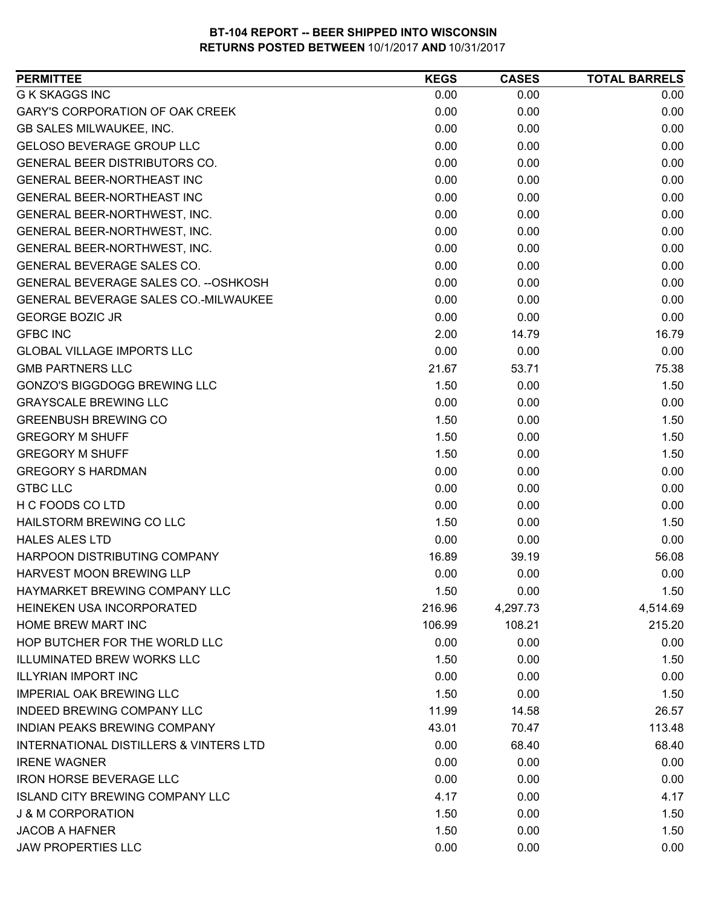**BT-104 REPORT -- BEER SHIPPED INTO WISCONSIN**
**RETURNS POSTED BETWEEN 10/1/2017 AND 10/31/2017**

| PERMITTEE | KEGS | CASES | TOTAL BARRELS |
|---|---|---|---|
| G K SKAGGS INC | 0.00 | 0.00 | 0.00 |
| GARY'S CORPORATION OF OAK CREEK | 0.00 | 0.00 | 0.00 |
| GB SALES MILWAUKEE, INC. | 0.00 | 0.00 | 0.00 |
| GELOSO BEVERAGE GROUP LLC | 0.00 | 0.00 | 0.00 |
| GENERAL BEER DISTRIBUTORS CO. | 0.00 | 0.00 | 0.00 |
| GENERAL BEER-NORTHEAST INC | 0.00 | 0.00 | 0.00 |
| GENERAL BEER-NORTHEAST INC | 0.00 | 0.00 | 0.00 |
| GENERAL BEER-NORTHWEST, INC. | 0.00 | 0.00 | 0.00 |
| GENERAL BEER-NORTHWEST, INC. | 0.00 | 0.00 | 0.00 |
| GENERAL BEER-NORTHWEST, INC. | 0.00 | 0.00 | 0.00 |
| GENERAL BEVERAGE SALES CO. | 0.00 | 0.00 | 0.00 |
| GENERAL BEVERAGE SALES CO. --OSHKOSH | 0.00 | 0.00 | 0.00 |
| GENERAL BEVERAGE SALES CO.-MILWAUKEE | 0.00 | 0.00 | 0.00 |
| GEORGE BOZIC JR | 0.00 | 0.00 | 0.00 |
| GFBC INC | 2.00 | 14.79 | 16.79 |
| GLOBAL VILLAGE IMPORTS LLC | 0.00 | 0.00 | 0.00 |
| GMB PARTNERS LLC | 21.67 | 53.71 | 75.38 |
| GONZO'S BIGGDOGG BREWING LLC | 1.50 | 0.00 | 1.50 |
| GRAYSCALE BREWING LLC | 0.00 | 0.00 | 0.00 |
| GREENBUSH BREWING CO | 1.50 | 0.00 | 1.50 |
| GREGORY M SHUFF | 1.50 | 0.00 | 1.50 |
| GREGORY M SHUFF | 1.50 | 0.00 | 1.50 |
| GREGORY S HARDMAN | 0.00 | 0.00 | 0.00 |
| GTBC LLC | 0.00 | 0.00 | 0.00 |
| H C FOODS CO LTD | 0.00 | 0.00 | 0.00 |
| HAILSTORM BREWING CO LLC | 1.50 | 0.00 | 1.50 |
| HALES ALES LTD | 0.00 | 0.00 | 0.00 |
| HARPOON DISTRIBUTING COMPANY | 16.89 | 39.19 | 56.08 |
| HARVEST MOON BREWING LLP | 0.00 | 0.00 | 0.00 |
| HAYMARKET BREWING COMPANY LLC | 1.50 | 0.00 | 1.50 |
| HEINEKEN USA INCORPORATED | 216.96 | 4,297.73 | 4,514.69 |
| HOME BREW MART INC | 106.99 | 108.21 | 215.20 |
| HOP BUTCHER FOR THE WORLD LLC | 0.00 | 0.00 | 0.00 |
| ILLUMINATED BREW WORKS LLC | 1.50 | 0.00 | 1.50 |
| ILLYRIAN IMPORT INC | 0.00 | 0.00 | 0.00 |
| IMPERIAL OAK BREWING LLC | 1.50 | 0.00 | 1.50 |
| INDEED BREWING COMPANY LLC | 11.99 | 14.58 | 26.57 |
| INDIAN PEAKS BREWING COMPANY | 43.01 | 70.47 | 113.48 |
| INTERNATIONAL DISTILLERS & VINTERS LTD | 0.00 | 68.40 | 68.40 |
| IRENE WAGNER | 0.00 | 0.00 | 0.00 |
| IRON HORSE BEVERAGE LLC | 0.00 | 0.00 | 0.00 |
| ISLAND CITY BREWING COMPANY LLC | 4.17 | 0.00 | 4.17 |
| J & M CORPORATION | 1.50 | 0.00 | 1.50 |
| JACOB A HAFNER | 1.50 | 0.00 | 1.50 |
| JAW PROPERTIES LLC | 0.00 | 0.00 | 0.00 |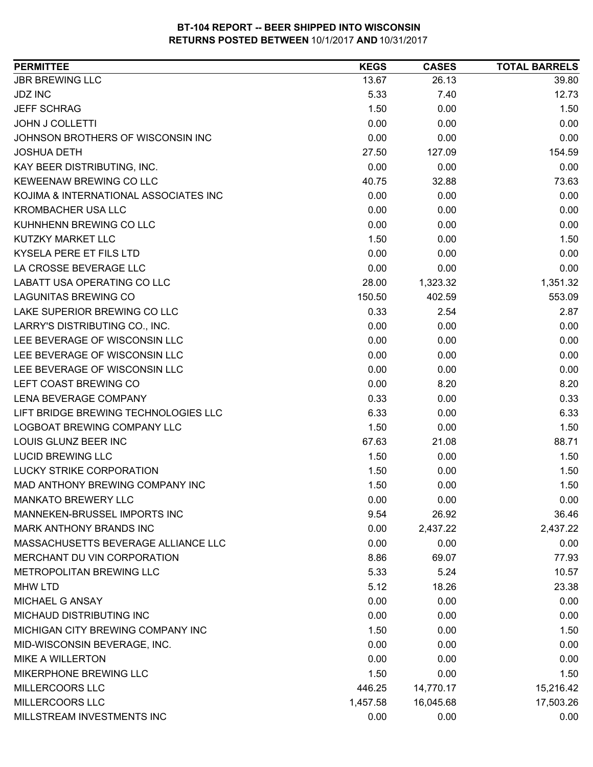# BT-104 REPORT -- BEER SHIPPED INTO WISCONSIN
## RETURNS POSTED BETWEEN 10/1/2017 AND 10/31/2017

| PERMITTEE | KEGS | CASES | TOTAL BARRELS |
|---|---|---|---|
| JBR BREWING LLC | 13.67 | 26.13 | 39.80 |
| JDZ INC | 5.33 | 7.40 | 12.73 |
| JEFF SCHRAG | 1.50 | 0.00 | 1.50 |
| JOHN J COLLETTI | 0.00 | 0.00 | 0.00 |
| JOHNSON BROTHERS OF WISCONSIN INC | 0.00 | 0.00 | 0.00 |
| JOSHUA DETH | 27.50 | 127.09 | 154.59 |
| KAY BEER DISTRIBUTING, INC. | 0.00 | 0.00 | 0.00 |
| KEWEENAW BREWING CO LLC | 40.75 | 32.88 | 73.63 |
| KOJIMA & INTERNATIONAL ASSOCIATES INC | 0.00 | 0.00 | 0.00 |
| KROMBACHER USA LLC | 0.00 | 0.00 | 0.00 |
| KUHNHENN BREWING CO LLC | 0.00 | 0.00 | 0.00 |
| KUTZKY MARKET LLC | 1.50 | 0.00 | 1.50 |
| KYSELA PERE ET FILS LTD | 0.00 | 0.00 | 0.00 |
| LA CROSSE BEVERAGE LLC | 0.00 | 0.00 | 0.00 |
| LABATT USA OPERATING CO LLC | 28.00 | 1,323.32 | 1,351.32 |
| LAGUNITAS BREWING CO | 150.50 | 402.59 | 553.09 |
| LAKE SUPERIOR BREWING CO LLC | 0.33 | 2.54 | 2.87 |
| LARRY'S DISTRIBUTING CO., INC. | 0.00 | 0.00 | 0.00 |
| LEE BEVERAGE OF WISCONSIN LLC | 0.00 | 0.00 | 0.00 |
| LEE BEVERAGE OF WISCONSIN LLC | 0.00 | 0.00 | 0.00 |
| LEE BEVERAGE OF WISCONSIN LLC | 0.00 | 0.00 | 0.00 |
| LEFT COAST BREWING CO | 0.00 | 8.20 | 8.20 |
| LENA BEVERAGE COMPANY | 0.33 | 0.00 | 0.33 |
| LIFT BRIDGE BREWING TECHNOLOGIES LLC | 6.33 | 0.00 | 6.33 |
| LOGBOAT BREWING COMPANY LLC | 1.50 | 0.00 | 1.50 |
| LOUIS GLUNZ BEER INC | 67.63 | 21.08 | 88.71 |
| LUCID BREWING LLC | 1.50 | 0.00 | 1.50 |
| LUCKY STRIKE CORPORATION | 1.50 | 0.00 | 1.50 |
| MAD ANTHONY BREWING COMPANY INC | 1.50 | 0.00 | 1.50 |
| MANKATO BREWERY LLC | 0.00 | 0.00 | 0.00 |
| MANNEKEN-BRUSSEL IMPORTS INC | 9.54 | 26.92 | 36.46 |
| MARK ANTHONY BRANDS INC | 0.00 | 2,437.22 | 2,437.22 |
| MASSACHUSETTS BEVERAGE ALLIANCE LLC | 0.00 | 0.00 | 0.00 |
| MERCHANT DU VIN CORPORATION | 8.86 | 69.07 | 77.93 |
| METROPOLITAN BREWING LLC | 5.33 | 5.24 | 10.57 |
| MHW LTD | 5.12 | 18.26 | 23.38 |
| MICHAEL G ANSAY | 0.00 | 0.00 | 0.00 |
| MICHAUD DISTRIBUTING INC | 0.00 | 0.00 | 0.00 |
| MICHIGAN CITY BREWING COMPANY INC | 1.50 | 0.00 | 1.50 |
| MID-WISCONSIN BEVERAGE, INC. | 0.00 | 0.00 | 0.00 |
| MIKE A WILLERTON | 0.00 | 0.00 | 0.00 |
| MIKERPHONE BREWING LLC | 1.50 | 0.00 | 1.50 |
| MILLERCOORS LLC | 446.25 | 14,770.17 | 15,216.42 |
| MILLERCOORS LLC | 1,457.58 | 16,045.68 | 17,503.26 |
| MILLSTREAM INVESTMENTS INC | 0.00 | 0.00 | 0.00 |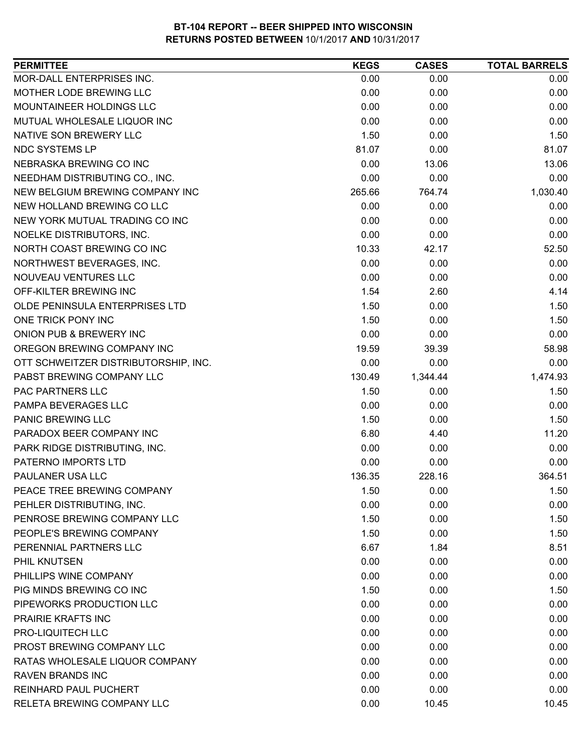**BT-104 REPORT -- BEER SHIPPED INTO WISCONSIN**
**RETURNS POSTED BETWEEN 10/1/2017 AND 10/31/2017**

| PERMITTEE | KEGS | CASES | TOTAL BARRELS |
|---|---|---|---|
| MOR-DALL ENTERPRISES INC. | 0.00 | 0.00 | 0.00 |
| MOTHER LODE BREWING LLC | 0.00 | 0.00 | 0.00 |
| MOUNTAINEER HOLDINGS LLC | 0.00 | 0.00 | 0.00 |
| MUTUAL WHOLESALE LIQUOR INC | 0.00 | 0.00 | 0.00 |
| NATIVE SON BREWERY LLC | 1.50 | 0.00 | 1.50 |
| NDC SYSTEMS LP | 81.07 | 0.00 | 81.07 |
| NEBRASKA BREWING CO INC | 0.00 | 13.06 | 13.06 |
| NEEDHAM DISTRIBUTING CO., INC. | 0.00 | 0.00 | 0.00 |
| NEW BELGIUM BREWING COMPANY INC | 265.66 | 764.74 | 1,030.40 |
| NEW HOLLAND BREWING CO LLC | 0.00 | 0.00 | 0.00 |
| NEW YORK MUTUAL TRADING CO INC | 0.00 | 0.00 | 0.00 |
| NOELKE DISTRIBUTORS, INC. | 0.00 | 0.00 | 0.00 |
| NORTH COAST BREWING CO INC | 10.33 | 42.17 | 52.50 |
| NORTHWEST BEVERAGES, INC. | 0.00 | 0.00 | 0.00 |
| NOUVEAU VENTURES LLC | 0.00 | 0.00 | 0.00 |
| OFF-KILTER BREWING INC | 1.54 | 2.60 | 4.14 |
| OLDE PENINSULA ENTERPRISES LTD | 1.50 | 0.00 | 1.50 |
| ONE TRICK PONY INC | 1.50 | 0.00 | 1.50 |
| ONION PUB & BREWERY INC | 0.00 | 0.00 | 0.00 |
| OREGON BREWING COMPANY INC | 19.59 | 39.39 | 58.98 |
| OTT SCHWEITZER DISTRIBUTORSHIP, INC. | 0.00 | 0.00 | 0.00 |
| PABST BREWING COMPANY LLC | 130.49 | 1,344.44 | 1,474.93 |
| PAC PARTNERS LLC | 1.50 | 0.00 | 1.50 |
| PAMPA BEVERAGES LLC | 0.00 | 0.00 | 0.00 |
| PANIC BREWING LLC | 1.50 | 0.00 | 1.50 |
| PARADOX BEER COMPANY INC | 6.80 | 4.40 | 11.20 |
| PARK RIDGE DISTRIBUTING, INC. | 0.00 | 0.00 | 0.00 |
| PATERNO IMPORTS LTD | 0.00 | 0.00 | 0.00 |
| PAULANER USA LLC | 136.35 | 228.16 | 364.51 |
| PEACE TREE BREWING COMPANY | 1.50 | 0.00 | 1.50 |
| PEHLER DISTRIBUTING, INC. | 0.00 | 0.00 | 0.00 |
| PENROSE BREWING COMPANY LLC | 1.50 | 0.00 | 1.50 |
| PEOPLE'S BREWING COMPANY | 1.50 | 0.00 | 1.50 |
| PERENNIAL PARTNERS LLC | 6.67 | 1.84 | 8.51 |
| PHIL KNUTSEN | 0.00 | 0.00 | 0.00 |
| PHILLIPS WINE COMPANY | 0.00 | 0.00 | 0.00 |
| PIG MINDS BREWING CO INC | 1.50 | 0.00 | 1.50 |
| PIPEWORKS PRODUCTION LLC | 0.00 | 0.00 | 0.00 |
| PRAIRIE KRAFTS INC | 0.00 | 0.00 | 0.00 |
| PRO-LIQUITECH LLC | 0.00 | 0.00 | 0.00 |
| PROST BREWING COMPANY LLC | 0.00 | 0.00 | 0.00 |
| RATAS WHOLESALE LIQUOR COMPANY | 0.00 | 0.00 | 0.00 |
| RAVEN BRANDS INC | 0.00 | 0.00 | 0.00 |
| REINHARD PAUL PUCHERT | 0.00 | 0.00 | 0.00 |
| RELETA BREWING COMPANY LLC | 0.00 | 10.45 | 10.45 |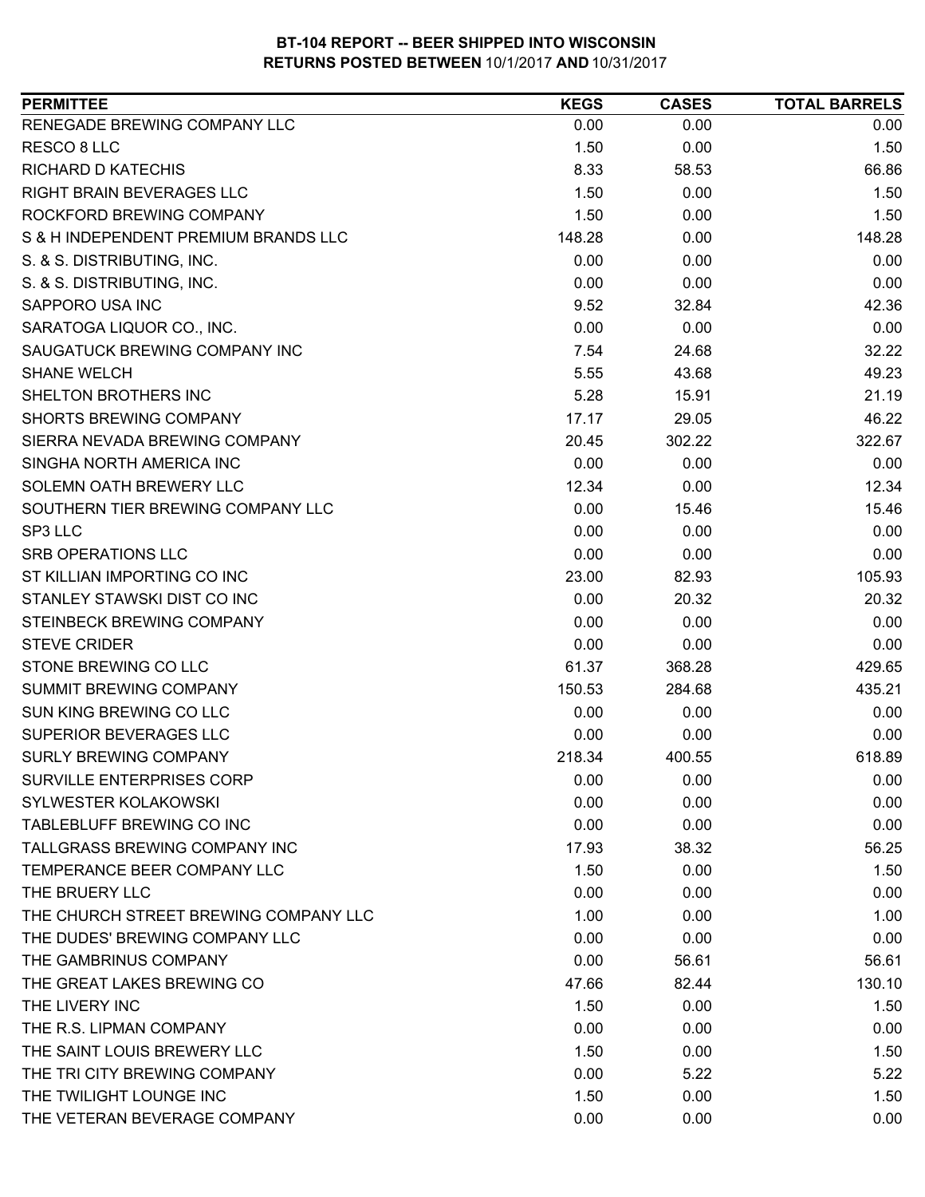# BT-104 REPORT -- BEER SHIPPED INTO WISCONSIN
## RETURNS POSTED BETWEEN 10/1/2017 AND 10/31/2017

| PERMITTEE | KEGS | CASES | TOTAL BARRELS |
|---|---|---|---|
| RENEGADE BREWING COMPANY LLC | 0.00 | 0.00 | 0.00 |
| RESCO 8 LLC | 1.50 | 0.00 | 1.50 |
| RICHARD D KATECHIS | 8.33 | 58.53 | 66.86 |
| RIGHT BRAIN BEVERAGES LLC | 1.50 | 0.00 | 1.50 |
| ROCKFORD BREWING COMPANY | 1.50 | 0.00 | 1.50 |
| S & H INDEPENDENT PREMIUM BRANDS LLC | 148.28 | 0.00 | 148.28 |
| S. & S. DISTRIBUTING, INC. | 0.00 | 0.00 | 0.00 |
| S. & S. DISTRIBUTING, INC. | 0.00 | 0.00 | 0.00 |
| SAPPORO USA INC | 9.52 | 32.84 | 42.36 |
| SARATOGA LIQUOR CO., INC. | 0.00 | 0.00 | 0.00 |
| SAUGATUCK BREWING COMPANY INC | 7.54 | 24.68 | 32.22 |
| SHANE WELCH | 5.55 | 43.68 | 49.23 |
| SHELTON BROTHERS INC | 5.28 | 15.91 | 21.19 |
| SHORTS BREWING COMPANY | 17.17 | 29.05 | 46.22 |
| SIERRA NEVADA BREWING COMPANY | 20.45 | 302.22 | 322.67 |
| SINGHA NORTH AMERICA INC | 0.00 | 0.00 | 0.00 |
| SOLEMN OATH BREWERY LLC | 12.34 | 0.00 | 12.34 |
| SOUTHERN TIER BREWING COMPANY LLC | 0.00 | 15.46 | 15.46 |
| SP3 LLC | 0.00 | 0.00 | 0.00 |
| SRB OPERATIONS LLC | 0.00 | 0.00 | 0.00 |
| ST KILLIAN IMPORTING CO INC | 23.00 | 82.93 | 105.93 |
| STANLEY STAWSKI DIST CO INC | 0.00 | 20.32 | 20.32 |
| STEINBECK BREWING COMPANY | 0.00 | 0.00 | 0.00 |
| STEVE CRIDER | 0.00 | 0.00 | 0.00 |
| STONE BREWING CO LLC | 61.37 | 368.28 | 429.65 |
| SUMMIT BREWING COMPANY | 150.53 | 284.68 | 435.21 |
| SUN KING BREWING CO LLC | 0.00 | 0.00 | 0.00 |
| SUPERIOR BEVERAGES LLC | 0.00 | 0.00 | 0.00 |
| SURLY BREWING COMPANY | 218.34 | 400.55 | 618.89 |
| SURVILLE ENTERPRISES CORP | 0.00 | 0.00 | 0.00 |
| SYLWESTER KOLAKOWSKI | 0.00 | 0.00 | 0.00 |
| TABLEBLUFF BREWING CO INC | 0.00 | 0.00 | 0.00 |
| TALLGRASS BREWING COMPANY INC | 17.93 | 38.32 | 56.25 |
| TEMPERANCE BEER COMPANY LLC | 1.50 | 0.00 | 1.50 |
| THE BRUERY LLC | 0.00 | 0.00 | 0.00 |
| THE CHURCH STREET BREWING COMPANY LLC | 1.00 | 0.00 | 1.00 |
| THE DUDES' BREWING COMPANY LLC | 0.00 | 0.00 | 0.00 |
| THE GAMBRINUS COMPANY | 0.00 | 56.61 | 56.61 |
| THE GREAT LAKES BREWING CO | 47.66 | 82.44 | 130.10 |
| THE LIVERY INC | 1.50 | 0.00 | 1.50 |
| THE R.S. LIPMAN COMPANY | 0.00 | 0.00 | 0.00 |
| THE SAINT LOUIS BREWERY LLC | 1.50 | 0.00 | 1.50 |
| THE TRI CITY BREWING COMPANY | 0.00 | 5.22 | 5.22 |
| THE TWILIGHT LOUNGE INC | 1.50 | 0.00 | 1.50 |
| THE VETERAN BEVERAGE COMPANY | 0.00 | 0.00 | 0.00 |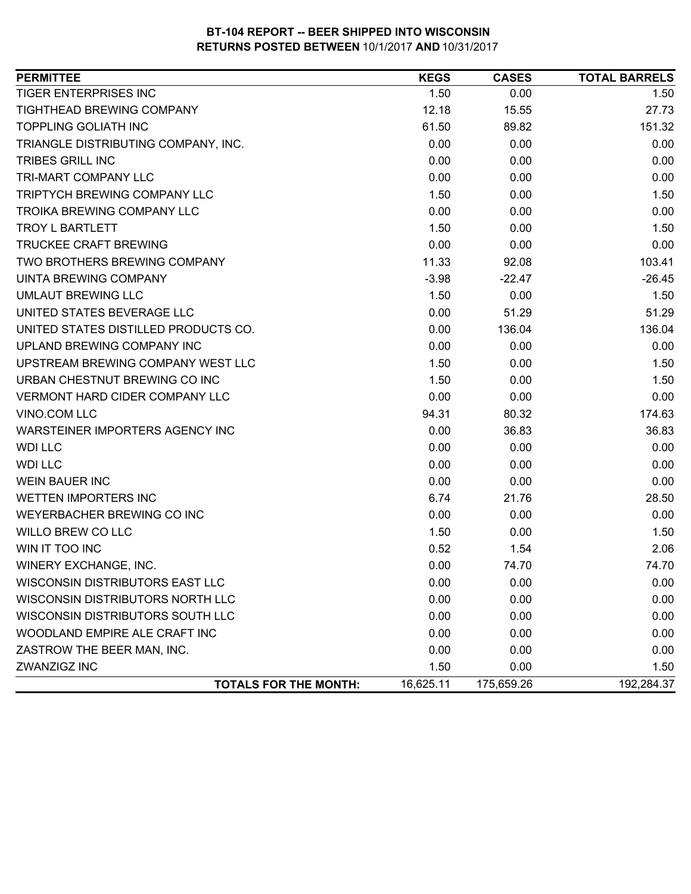**BT-104 REPORT -- BEER SHIPPED INTO WISCONSIN**
**RETURNS POSTED BETWEEN 10/1/2017 AND 10/31/2017**

| PERMITTEE | KEGS | CASES | TOTAL BARRELS |
|---|---|---|---|
| TIGER ENTERPRISES INC | 1.50 | 0.00 | 1.50 |
| TIGHTHEAD BREWING COMPANY | 12.18 | 15.55 | 27.73 |
| TOPPLING GOLIATH INC | 61.50 | 89.82 | 151.32 |
| TRIANGLE DISTRIBUTING COMPANY, INC. | 0.00 | 0.00 | 0.00 |
| TRIBES GRILL INC | 0.00 | 0.00 | 0.00 |
| TRI-MART COMPANY LLC | 0.00 | 0.00 | 0.00 |
| TRIPTYCH BREWING COMPANY LLC | 1.50 | 0.00 | 1.50 |
| TROIKA BREWING COMPANY LLC | 0.00 | 0.00 | 0.00 |
| TROY L BARTLETT | 1.50 | 0.00 | 1.50 |
| TRUCKEE CRAFT BREWING | 0.00 | 0.00 | 0.00 |
| TWO BROTHERS BREWING COMPANY | 11.33 | 92.08 | 103.41 |
| UINTA BREWING COMPANY | -3.98 | -22.47 | -26.45 |
| UMLAUT BREWING LLC | 1.50 | 0.00 | 1.50 |
| UNITED STATES BEVERAGE LLC | 0.00 | 51.29 | 51.29 |
| UNITED STATES DISTILLED PRODUCTS CO. | 0.00 | 136.04 | 136.04 |
| UPLAND BREWING COMPANY INC | 0.00 | 0.00 | 0.00 |
| UPSTREAM BREWING COMPANY WEST LLC | 1.50 | 0.00 | 1.50 |
| URBAN CHESTNUT BREWING CO INC | 1.50 | 0.00 | 1.50 |
| VERMONT HARD CIDER COMPANY LLC | 0.00 | 0.00 | 0.00 |
| VINO.COM LLC | 94.31 | 80.32 | 174.63 |
| WARSTEINER IMPORTERS AGENCY INC | 0.00 | 36.83 | 36.83 |
| WDI LLC | 0.00 | 0.00 | 0.00 |
| WDI LLC | 0.00 | 0.00 | 0.00 |
| WEIN BAUER INC | 0.00 | 0.00 | 0.00 |
| WETTEN IMPORTERS INC | 6.74 | 21.76 | 28.50 |
| WEYERBACHER BREWING CO INC | 0.00 | 0.00 | 0.00 |
| WILLO BREW CO LLC | 1.50 | 0.00 | 1.50 |
| WIN IT TOO INC | 0.52 | 1.54 | 2.06 |
| WINERY EXCHANGE, INC. | 0.00 | 74.70 | 74.70 |
| WISCONSIN DISTRIBUTORS EAST LLC | 0.00 | 0.00 | 0.00 |
| WISCONSIN DISTRIBUTORS NORTH LLC | 0.00 | 0.00 | 0.00 |
| WISCONSIN DISTRIBUTORS SOUTH LLC | 0.00 | 0.00 | 0.00 |
| WOODLAND EMPIRE ALE CRAFT INC | 0.00 | 0.00 | 0.00 |
| ZASTROW THE BEER MAN, INC. | 0.00 | 0.00 | 0.00 |
| ZWANZIGZ INC | 1.50 | 0.00 | 1.50 |
| **TOTALS FOR THE MONTH:** | 16,625.11 | 175,659.26 | 192,284.37 |